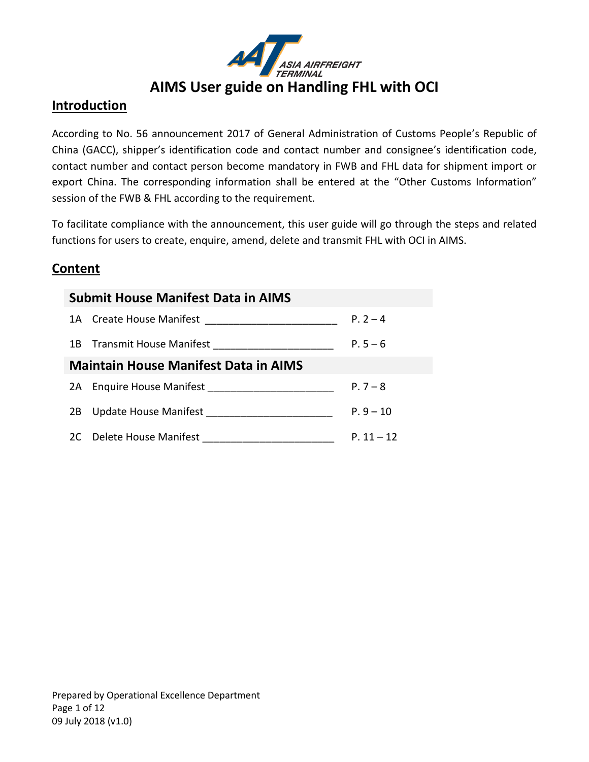# AIMS User guide on Handling FHL with OCI

## Introduction

According to No. 56 announcement 2017 of General Administration of Customs People's Republic of China (GACC), shipper's identification code and contact number and consignee's identification code, contact number and contact person become mandatory in FWB and FHL data for shipment import or export China. The corresponding information shall be entered at the "Other Customs Information" session of the FWB & FHL according to the requirement.

To facilitate compliance with the announcement, this user guide will go through the steps and related functions for users to create, enquire, amend, delete and transmit FHL with OCI in AIMS.

## Content

### Submit House Manifest Data in AIMS

| | | |
|---|---|---|
| 1A | Create House Manifest | P. 2 – 4 |
| 1B | Transmit House Manifest | P. 5 – 6 |

### Maintain House Manifest Data in AIMS

| | | |
|---|---|---|
| 2A | Enquire House Manifest | P. 7 – 8 |
| 2B | Update House Manifest | P. 9 – 10 |
| 2C | Delete House Manifest | P. 11 – 12 |

Prepared by Operational Excellence Department

09 July 2018 (v1.0)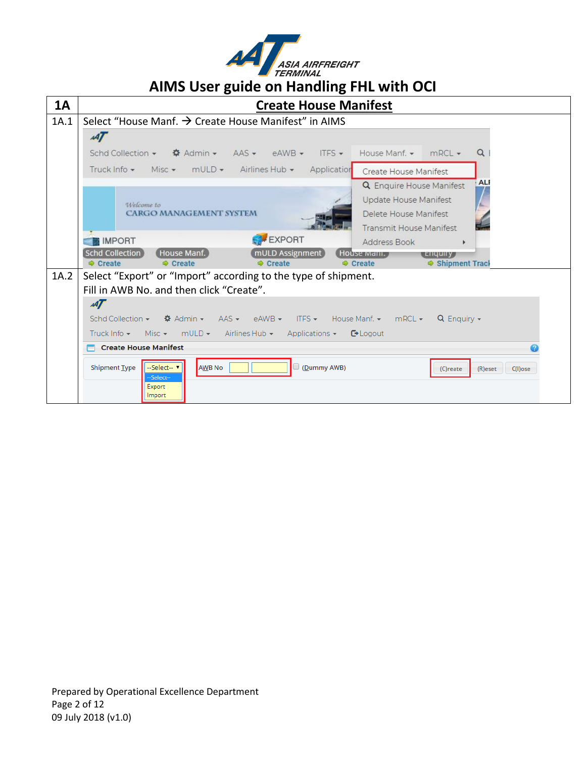# AIMS User guide on Handling FHL with OCI

| 1A | Create House Manifest |
|---|---|
| 1A.1 | Select "House Manf. → Create House Manifest" in AIMS |
| 1A.2 | Select "Export" or "Import" according to the type of shipment.<br>Fill in AWB No. and then click "Create". |

Prepared by Operational Excellence Department

09 July 2018 (v1.0)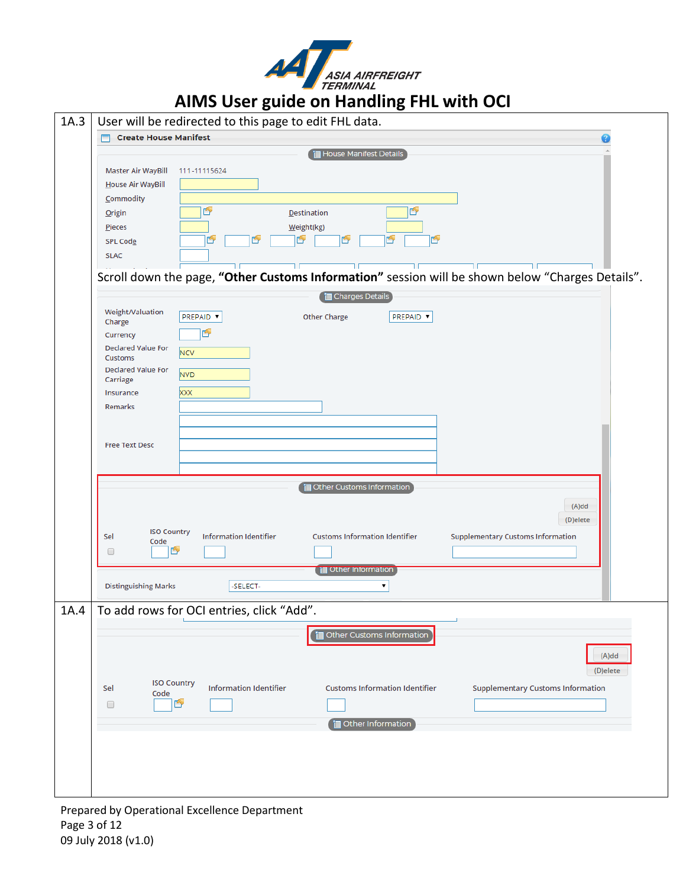# AIMS User guide on Handling FHL with OCI

| | |
|---|---|
| 1A.3 | User will be redirected to this page to edit FHL data. |
| | **Create House Manifest** |
| | House Manifest Details |
| | Master Air WayBill: 111-11115624 |
| | House Air WayBill |
| | Commodity |
| | Origin / Destination |
| | Pieces / Weight(kg) |
| | SPL Code |
| | SLAC |
| | Scroll down the page, **"Other Customs Information"** session will be shown below "Charges Details". |
| | Charges Details |
| | Weight/Valuation Charge: PREPAID / Other Charge: PREPAID |
| | Currency |
| | Declared Value For Customs: NCV |
| | Declared Value For Carriage: NVD |
| | Insurance: XXX |
| | Remarks |
| | Free Text Desc |
| | Other Customs Information — (A)dd / (D)elete |
| | Sel / ISO Country Code / Information Identifier / Customs Information Identifier / Supplementary Customs Information |
| | Other Information |
| | Distinguishing Marks: -SELECT- |
| 1A.4 | To add rows for OCI entries, click "Add". |
| | Other Customs Information — (A)dd / (D)elete |
| | Sel / ISO Country Code / Information Identifier / Customs Information Identifier / Supplementary Customs Information |
| | Other Information |

Prepared by Operational Excellence Department

09 July 2018 (v1.0)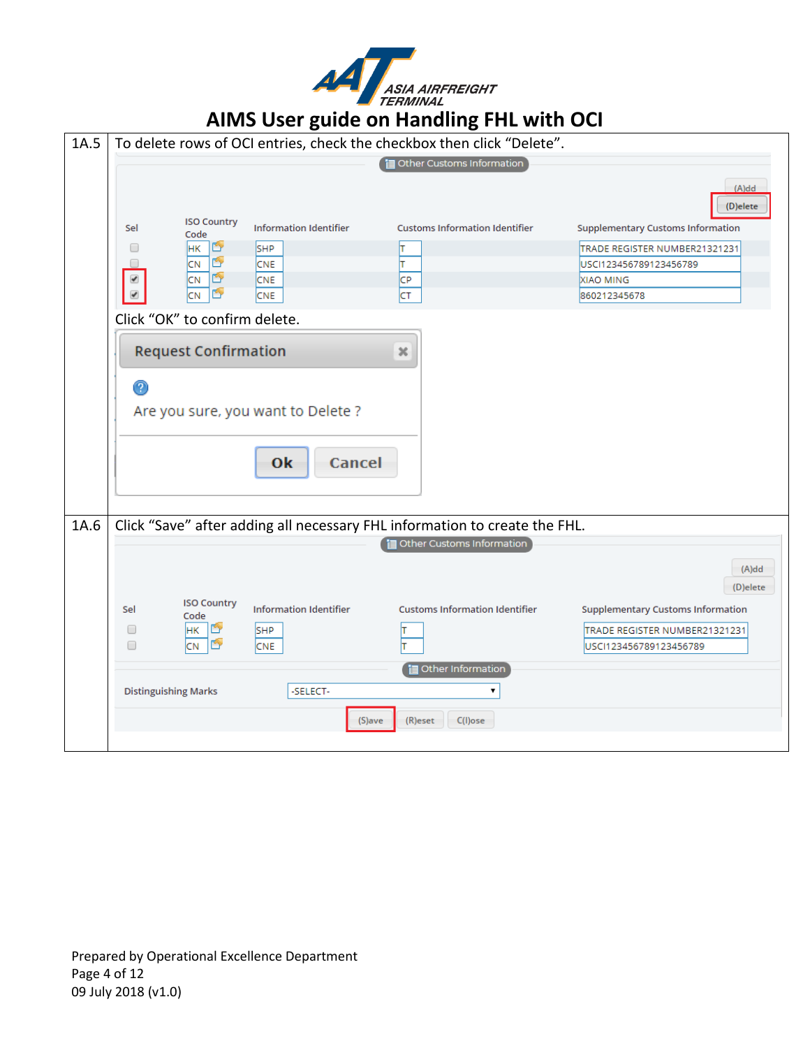# AIMS User guide on Handling FHL with OCI

| | |
|---|---|
| 1A.5 | To delete rows of OCI entries, check the checkbox then click "Delete". |
| | Click "OK" to confirm delete. |
| 1A.6 | Click "Save" after adding all necessary FHL information to create the FHL. |

**Other Customs Information** (1A.5)

(A)dd (D)elete

| Sel | ISO Country Code | Information Identifier | Customs Information Identifier | Supplementary Customs Information |
|---|---|---|---|---|
| ☐ | HK | SHP | T | TRADE REGISTER NUMBER21321231 |
| ☐ | CN | CNE | T | USCI123456789123456789 |
| ☑ | CN | CNE | CP | XIAO MING |
| ☑ | CN | CNE | CT | 860212345678 |

**Request Confirmation**

Are you sure, you want to Delete ?

Ok Cancel

**Other Customs Information** (1A.6)

(A)dd (D)elete

| Sel | ISO Country Code | Information Identifier | Customs Information Identifier | Supplementary Customs Information |
|---|---|---|---|---|
| ☐ | HK | SHP | T | TRADE REGISTER NUMBER21321231 |
| ☐ | CN | CNE | T | USCI123456789123456789 |

**Other Information**

Distinguishing Marks: -SELECT-

(S)ave (R)eset C(l)ose

Prepared by Operational Excellence Department

09 July 2018 (v1.0)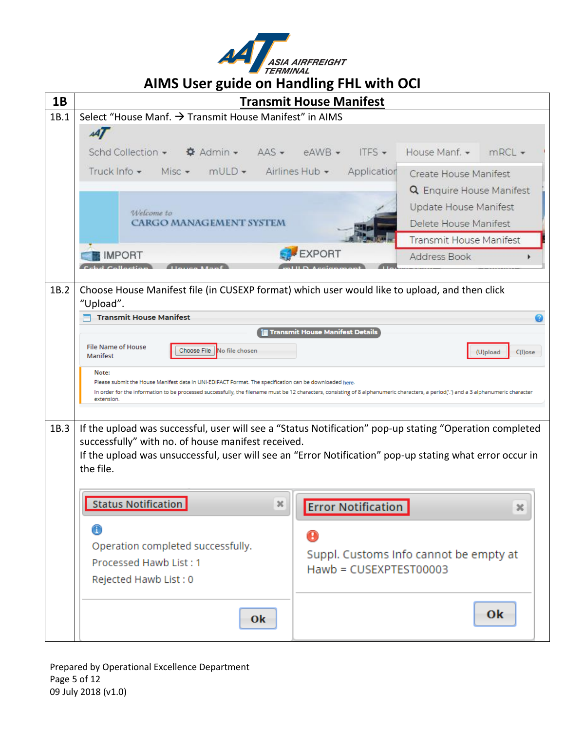# AIMS User guide on Handling FHL with OCI

| 1B | Transmit House Manifest |
| --- | --- |
| 1B.1 | Select "House Manf. → Transmit House Manifest" in AIMS |
| 1B.2 | Choose House Manifest file (in CUSEXP format) which user would like to upload, and then click "Upload". |
| 1B.3 | If the upload was successful, user will see a "Status Notification" pop-up stating "Operation completed successfully" with no. of house manifest received.<br>If the upload was unsuccessful, user will see an "Error Notification" pop-up stating what error occur in the file. |

Prepared by Operational Excellence Department

09 July 2018 (v1.0)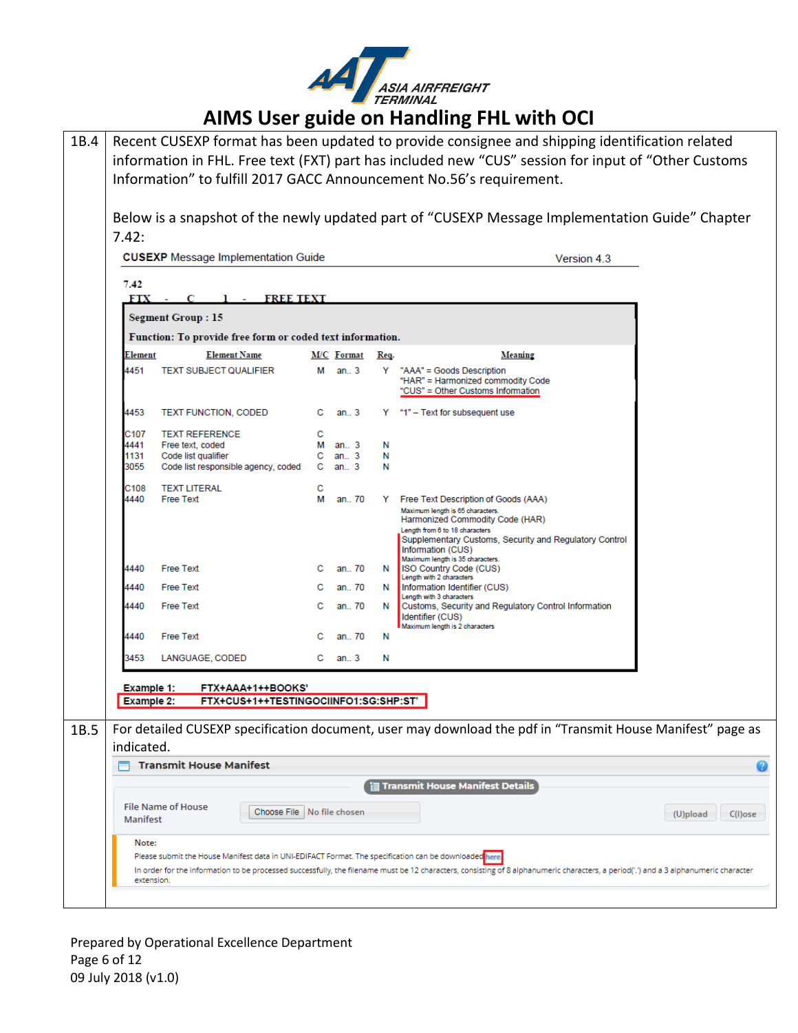# AIMS User guide on Handling FHL with OCI

**1B.4**

Recent CUSEXP format has been updated to provide consignee and shipping identification related information in FHL. Free text (FXT) part has included new "CUS" session for input of "Other Customs Information" to fulfill 2017 GACC Announcement No.56's requirement.

Below is a snapshot of the newly updated part of "CUSEXP Message Implementation Guide" Chapter 7.42:

**CUSEXP** Message Implementation Guide — Version 4.3

**7.42**

**FTX - C 1 - FREE TEXT**

**Segment Group : 15**

**Function: To provide free form or coded text information.**

| Element | Element Name | M/C | Format | Req. | Meaning |
|---|---|---|---|---|---|
| 4451 | TEXT SUBJECT QUALIFIER | M | an.. 3 | Y | "AAA" = Goods Description<br>"HAR" = Harmonized commodity Code<br>"CUS" = Other Customs Information |
| 4453 | TEXT FUNCTION, CODED | C | an.. 3 | Y | "1" – Text for subsequent use |
| C107 | TEXT REFERENCE | C | | | |
| 4441 | Free text, coded | M | an.. 3 | N | |
| 1131 | Code list qualifier | C | an.. 3 | N | |
| 3055 | Code list responsible agency, coded | C | an.. 3 | N | |
| C108 | TEXT LITERAL | C | | | |
| 4440 | Free Text | M | an.. 70 | Y | Free Text Description of Goods (AAA)<br>Maximum length is 65 characters.<br>Harmonized Commodity Code (HAR)<br>Length from 6 to 18 characters<br>Supplementary Customs, Security and Regulatory Control Information (CUS)<br>Maximum length is 35 characters. |
| 4440 | Free Text | C | an.. 70 | N | ISO Country Code (CUS)<br>Length with 2 characters |
| 4440 | Free Text | C | an.. 70 | N | Information Identifier (CUS)<br>Length with 3 characters |
| 4440 | Free Text | C | an.. 70 | N | Customs, Security and Regulatory Control Information Identifier (CUS)<br>Maximum length is 2 characters |
| 4440 | Free Text | C | an.. 70 | N | |
| 3453 | LANGUAGE, CODED | C | an.. 3 | N | |

**Example 1:** FTX+AAA+1++BOOKS'

**Example 2:** FTX+CUS+1++TESTINGOCIINFO1:SG:SHP:ST'

**1B.5**

For detailed CUSEXP specification document, user may download the pdf in "Transmit House Manifest" page as indicated.

**Transmit House Manifest**

Transmit House Manifest Details

File Name of House Manifest | Choose File | No file chosen | (U)pload | C(l)ose

Note:

Please submit the House Manifest data in UNI-EDIFACT Format. The specification can be downloaded here

In order for the information to be processed successfully, the filename must be 12 characters, consisting of 8 alphanumeric characters, a period('.') and a 3 alphanumeric character extension.

Prepared by Operational Excellence Department

09 July 2018 (v1.0)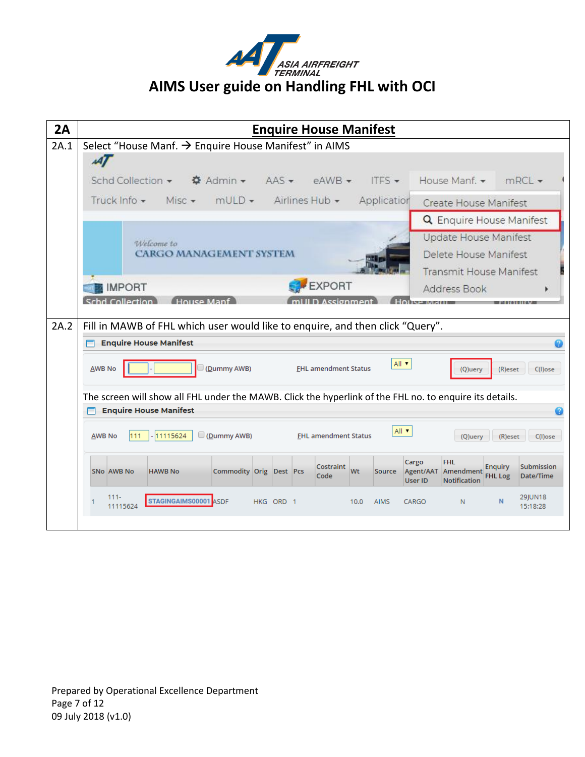# AIMS User guide on Handling FHL with OCI

| 2A | Enquire House Manifest |
|---|---|
| 2A.1 | Select "House Manf. → Enquire House Manifest" in AIMS |
| 2A.2 | Fill in MAWB of FHL which user would like to enquire, and then click "Query".<br><br>The screen will show all FHL under the MAWB. Click the hyperlink of the FHL no. to enquire its details. |

Prepared by Operational Excellence Department

09 July 2018 (v1.0)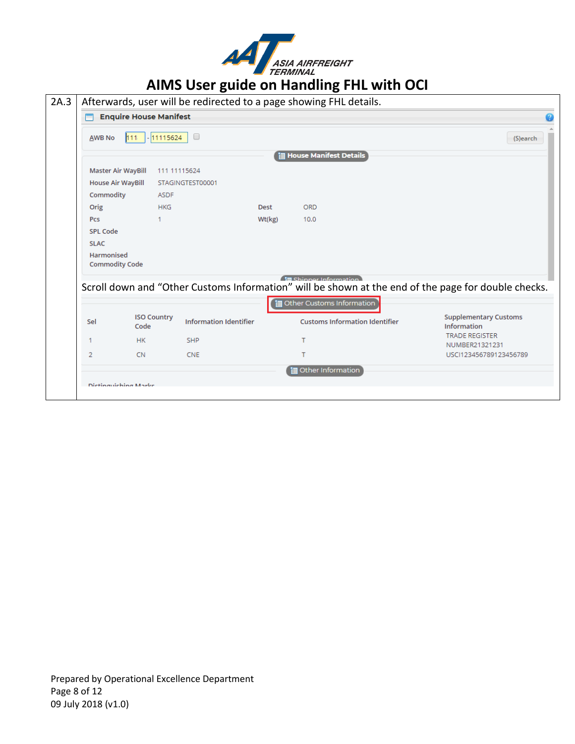| 2A.3 | Afterwards, user will be redirected to a page showing FHL details. |
| --- | --- |

**Enquire House Manifest**

AWB No 111 - 11115624 (S)earch

**House Manifest Details**

| | | | |
| --- | --- | --- | --- |
| Master Air WayBill | 111 11115624 | | |
| House Air WayBill | STAGINGTEST00001 | | |
| Commodity | ASDF | | |
| Orig | HKG | Dest | ORD |
| Pcs | 1 | Wt(kg) | 10.0 |
| SPL Code | | | |
| SLAC | | | |
| Harmonised Commodity Code | | | |

Scroll down and "Other Customs Information" will be shown at the end of the page for double checks.

**Other Customs Information**

| Sel | ISO Country Code | Information Identifier | Customs Information Identifier | Supplementary Customs Information |
| --- | --- | --- | --- | --- |
| 1 | HK | SHP | T | TRADE REGISTER NUMBER21321231 |
| 2 | CN | CNE | T | USCI123456789123456789 |

**Other Information**

Distinguishing Marks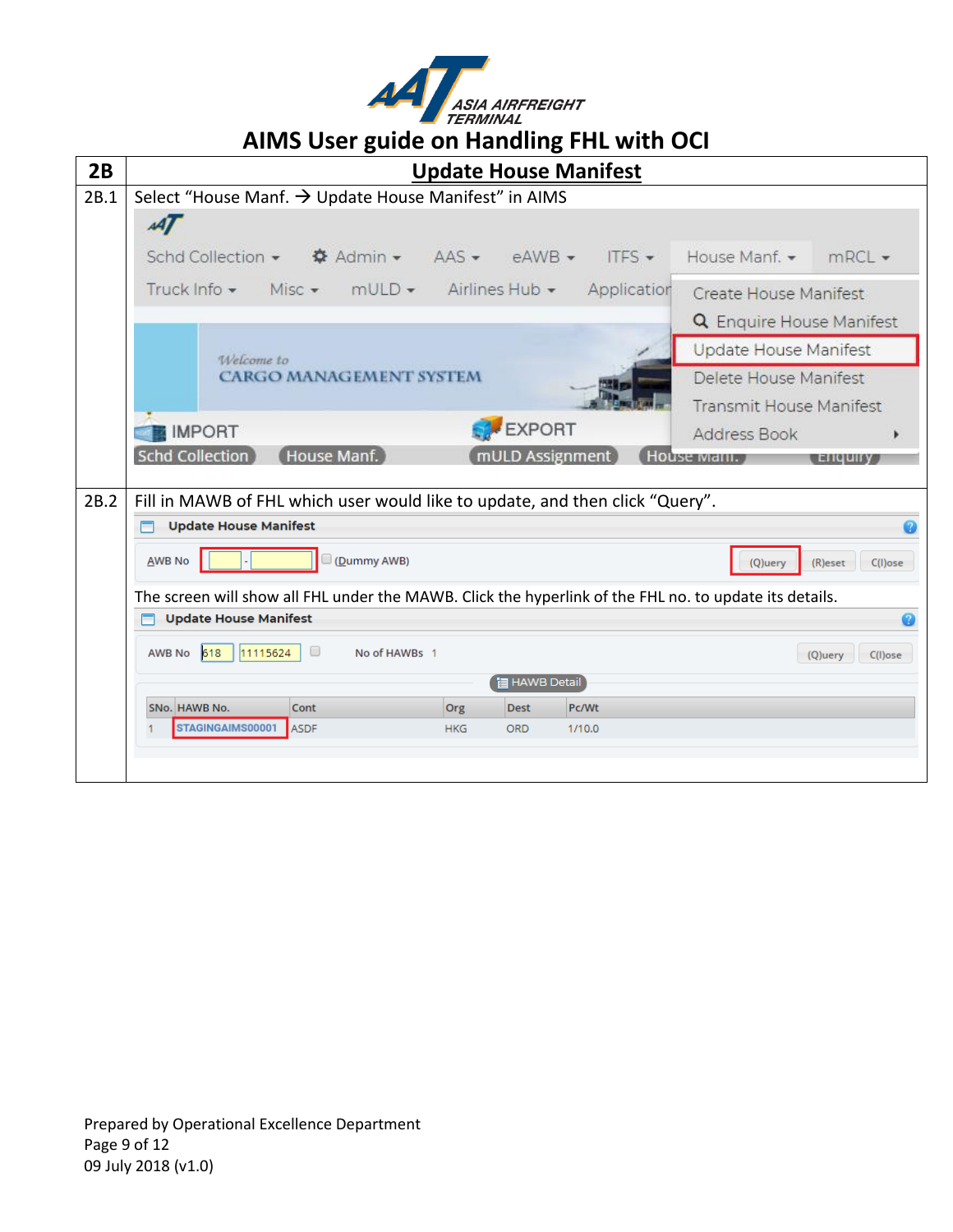# AIMS User guide on Handling FHL with OCI

| 2B | Update House Manifest |
|---|---|
| 2B.1 | Select "House Manf. → Update House Manifest" in AIMS |
| 2B.2 | Fill in MAWB of FHL which user would like to update, and then click "Query".<br><br>The screen will show all FHL under the MAWB. Click the hyperlink of the FHL no. to update its details. |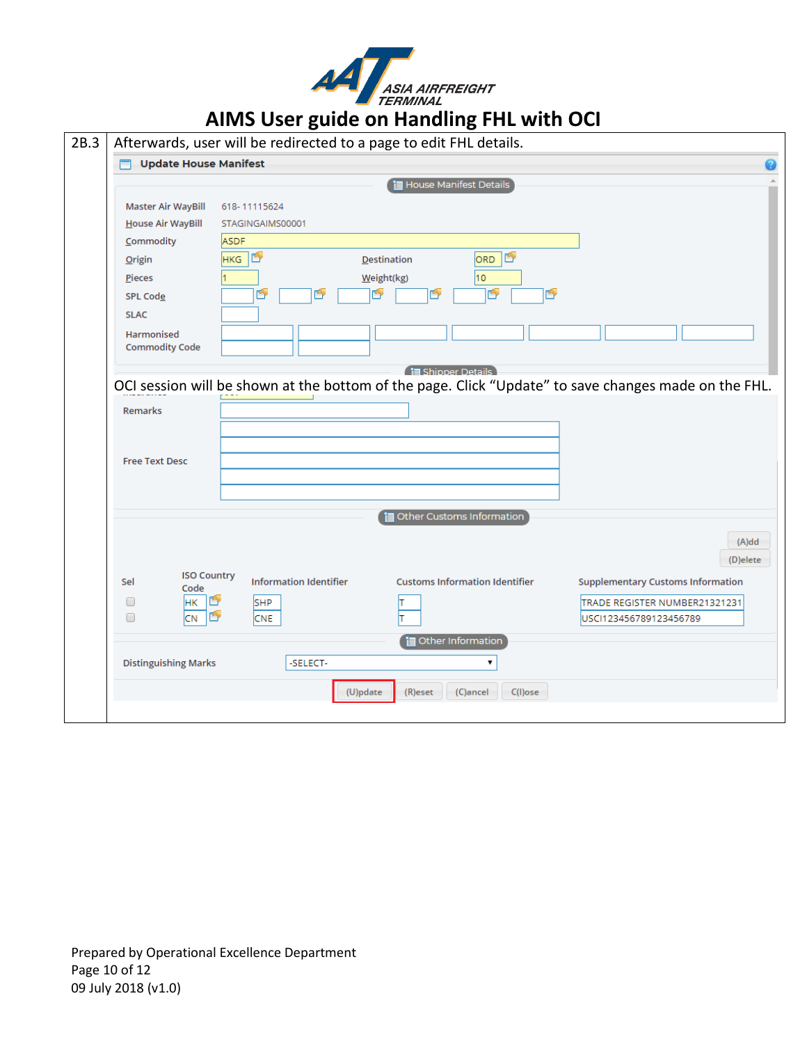| | |
|---|---|
| 2B.3 | Afterwards, user will be redirected to a page to edit FHL details.<br><br>**Update House Manifest**<br><br>House Manifest Details<br><br>Master Air WayBill: 618- 11115624<br>House Air WayBill: STAGINGAIMS00001<br>Commodity: ASDF<br>Origin: HKG — Destination: ORD<br>Pieces: 1 — Weight(kg): 10<br>SPL Code<br>SLAC<br>Harmonised Commodity Code<br><br>Shipper Details<br><br>OCI session will be shown at the bottom of the page. Click "Update" to save changes made on the FHL.<br><br>Remarks<br>Free Text Desc<br><br>Other Customs Information<br><br>(A)dd (D)elete<br><br>Sel \| ISO Country Code \| Information Identifier \| Customs Information Identifier \| Supplementary Customs Information<br>☐ \| HK \| SHP \| T \| TRADE REGISTER NUMBER21321231<br>☐ \| CN \| CNE \| T \| USCI123456789123456789<br><br>Other Information<br><br>Distinguishing Marks: -SELECT-<br><br>(U)pdate (R)eset (C)ancel C(l)ose |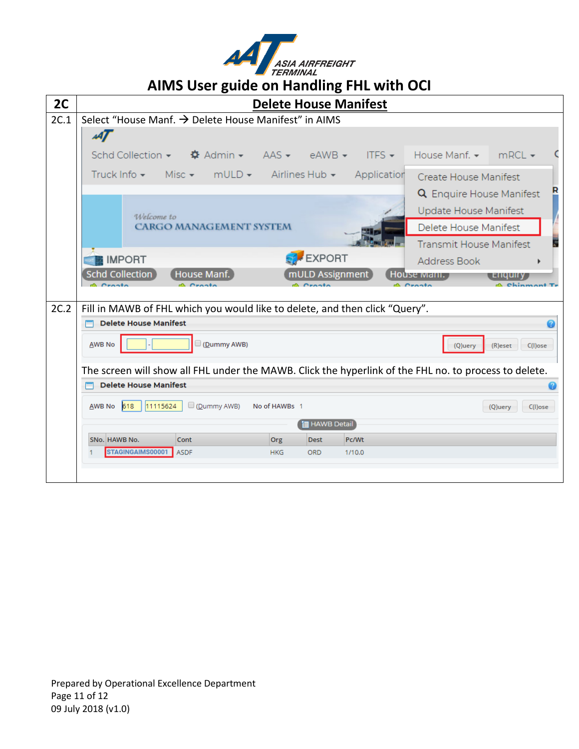# AIMS User guide on Handling FHL with OCI

| 2C | Delete House Manifest |
|---|---|
| 2C.1 | Select "House Manf. → Delete House Manifest" in AIMS |
| 2C.2 | Fill in MAWB of FHL which you would like to delete, and then click "Query".<br><br>The screen will show all FHL under the MAWB. Click the hyperlink of the FHL no. to process to delete. |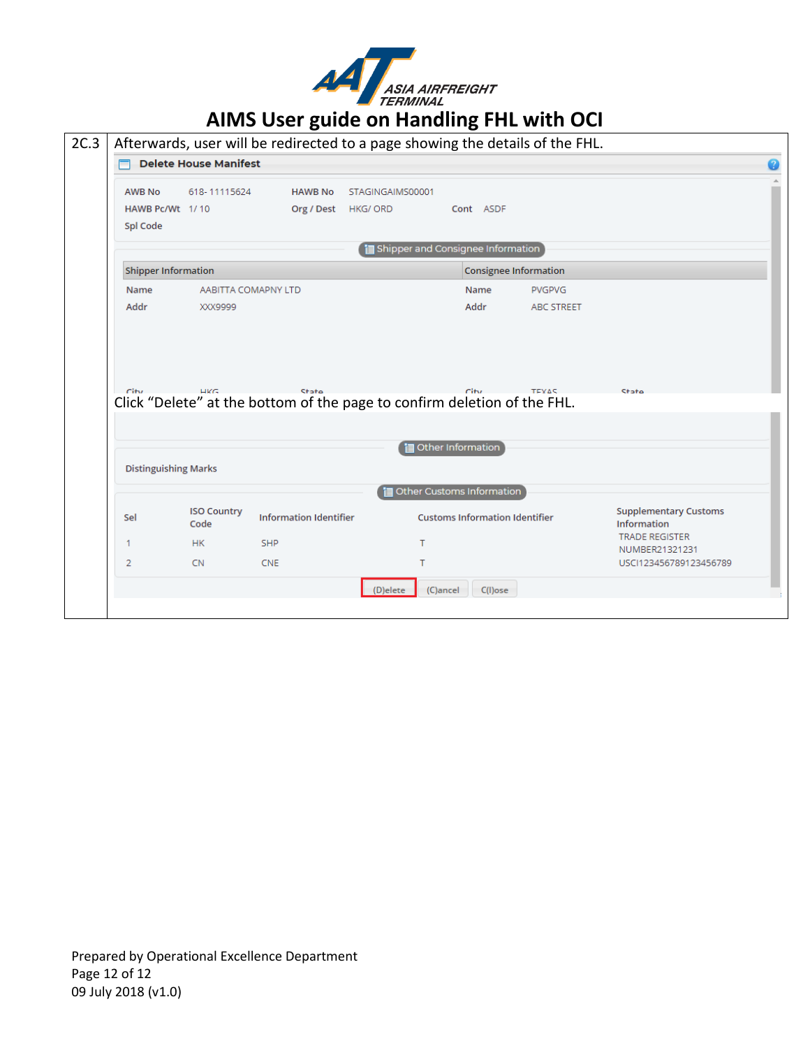| | |
|---|---|
| 2C.3 | Afterwards, user will be redirected to a page showing the details of the FHL. Click "Delete" at the bottom of the page to confirm deletion of the FHL. |

**Delete House Manifest**

AWB No 618- 11115624 HAWB No STAGINGAIMS00001
HAWB Pc/Wt 1/ 10 Org / Dest HKG/ ORD Cont ASDF
Spl Code

Shipper and Consignee Information

| Shipper Information | | Consignee Information | |
|---|---|---|---|
| Name | AABITTA COMAPNY LTD | Name | PVGPVG |
| Addr | XXX9999 | Addr | ABC STREET |
| City | HKG | City | TEXAS |
| State | | State | |

Other Information

Distinguishing Marks

Other Customs Information

| Sel | ISO Country Code | Information Identifier | Customs Information Identifier | Supplementary Customs Information |
|---|---|---|---|---|
| 1 | HK | SHP | T | TRADE REGISTER NUMBER21321231 |
| 2 | CN | CNE | T | USCI123456789123456789 |

(D)elete (C)ancel C(l)ose

Prepared by Operational Excellence Department
09 July 2018 (v1.0)